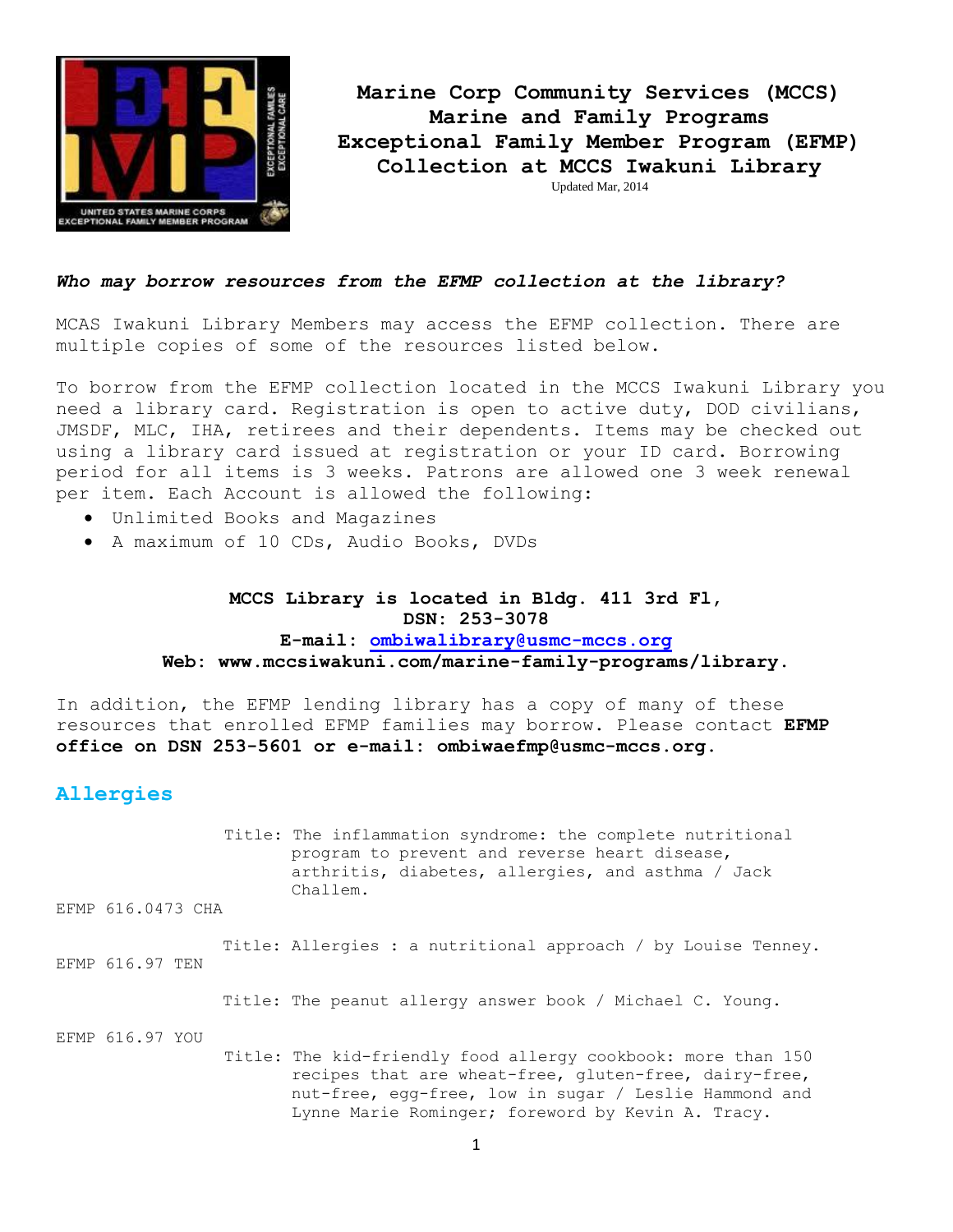# Marine Corp Community Services (MCCS)
# Marine and Family Programs
# Exceptional Family Member Program (EFMP)
# Collection at MCCS Iwakuni Library

Updated Mar, 2014

***Who may borrow resources from the EFMP collection at the library?***

MCAS Iwakuni Library Members may access the EFMP collection. There are multiple copies of some of the resources listed below.

To borrow from the EFMP collection located in the MCCS Iwakuni Library you need a library card. Registration is open to active duty, DOD civilians, JMSDF, MLC, IHA, retirees and their dependents. Items may be checked out using a library card issued at registration or your ID card. Borrowing period for all items is 3 weeks. Patrons are allowed one 3 week renewal per item. Each Account is allowed the following:

- Unlimited Books and Magazines
- A maximum of 10 CDs, Audio Books, DVDs

**MCCS Library is located in Bldg. 411 3rd Fl,**
**DSN: 253-3078**
**E-mail: ombiwalibrary@usmc-mccs.org**
**Web: www.mccsiwakuni.com/marine-family-programs/library.**

In addition, the EFMP lending library has a copy of many of these resources that enrolled EFMP families may borrow. Please contact **EFMP office on DSN 253-5601 or e-mail: ombiwaefmp@usmc-mccs.org.**

## Allergies

Title: The inflammation syndrome: the complete nutritional program to prevent and reverse heart disease, arthritis, diabetes, allergies, and asthma / Jack Challem.
EFMP 616.0473 CHA

Title: Allergies : a nutritional approach / by Louise Tenney.
EFMP 616.97 TEN

Title: The peanut allergy answer book / Michael C. Young.
EFMP 616.97 YOU

Title: The kid-friendly food allergy cookbook: more than 150 recipes that are wheat-free, gluten-free, dairy-free, nut-free, egg-free, low in sugar / Leslie Hammond and Lynne Marie Rominger; foreword by Kevin A. Tracy.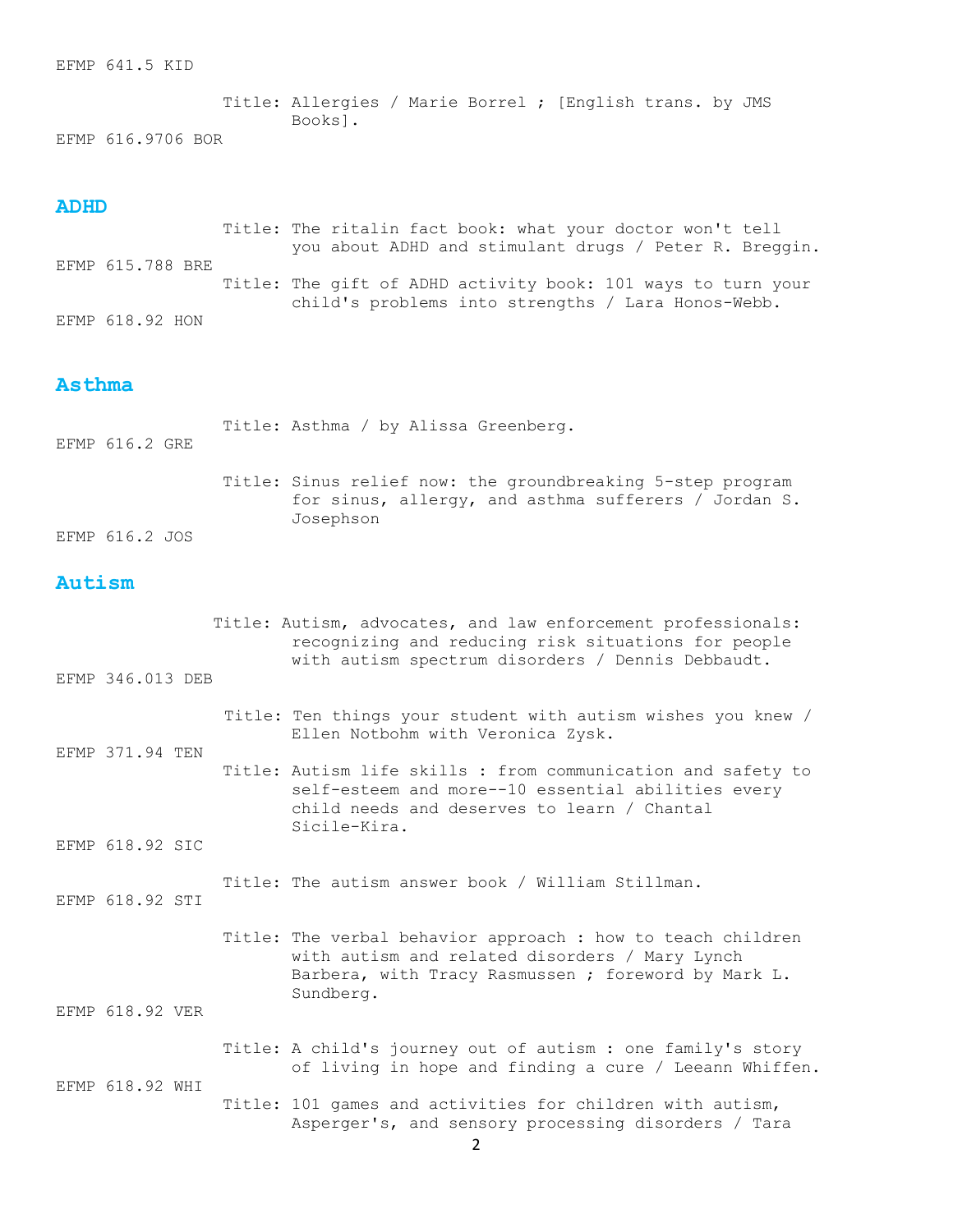EFMP 641.5 KID

Title: Allergies / Marie Borrel ; [English trans. by JMS Books].
EFMP 616.9706 BOR

## ADHD

Title: The ritalin fact book: what your doctor won't tell you about ADHD and stimulant drugs / Peter R. Breggin.
EFMP 615.788 BRE

Title: The gift of ADHD activity book: 101 ways to turn your child's problems into strengths / Lara Honos-Webb.
EFMP 618.92 HON

## Asthma

Title: Asthma / by Alissa Greenberg.
EFMP 616.2 GRE

Title: Sinus relief now: the groundbreaking 5-step program for sinus, allergy, and asthma sufferers / Jordan S. Josephson
EFMP 616.2 JOS

## Autism

Title: Autism, advocates, and law enforcement professionals: recognizing and reducing risk situations for people with autism spectrum disorders / Dennis Debbaudt.
EFMP 346.013 DEB

Title: Ten things your student with autism wishes you knew / Ellen Notbohm with Veronica Zysk.
EFMP 371.94 TEN

Title: Autism life skills : from communication and safety to self-esteem and more--10 essential abilities every child needs and deserves to learn / Chantal Sicile-Kira.
EFMP 618.92 SIC

Title: The autism answer book / William Stillman.
EFMP 618.92 STI

Title: The verbal behavior approach : how to teach children with autism and related disorders / Mary Lynch Barbera, with Tracy Rasmussen ; foreword by Mark L. Sundberg.
EFMP 618.92 VER

Title: A child's journey out of autism : one family's story of living in hope and finding a cure / Leeann Whiffen.
EFMP 618.92 WHI

Title: 101 games and activities for children with autism, Asperger's, and sensory processing disorders / Tara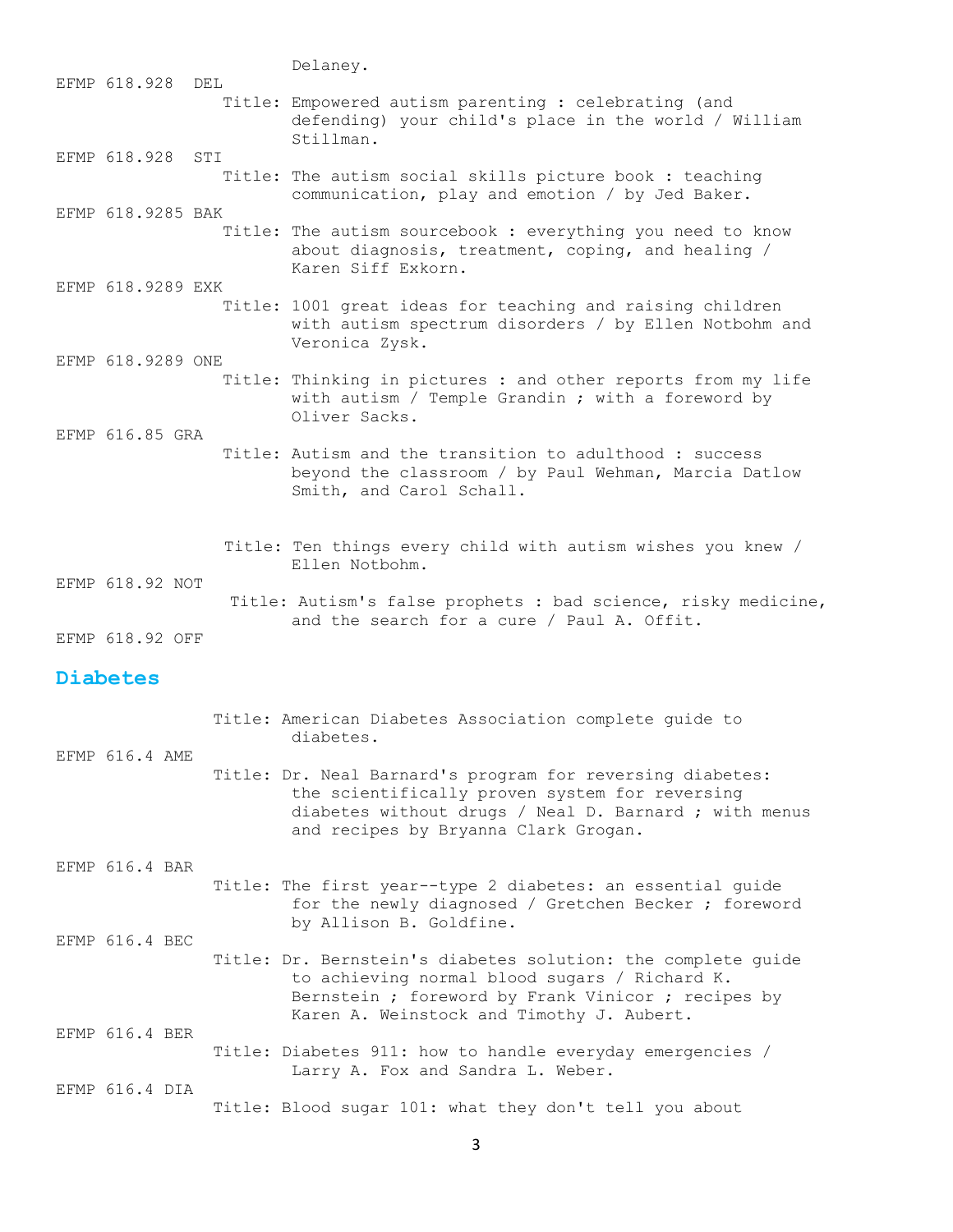Delaney.

EFMP 618.928 DEL

Title: Empowered autism parenting : celebrating (and defending) your child's place in the world / William Stillman.

EFMP 618.928 STI

Title: The autism social skills picture book : teaching communication, play and emotion / by Jed Baker.

EFMP 618.9285 BAK

Title: The autism sourcebook : everything you need to know about diagnosis, treatment, coping, and healing / Karen Siff Exkorn.

EFMP 618.9289 EXK

Title: 1001 great ideas for teaching and raising children with autism spectrum disorders / by Ellen Notbohm and Veronica Zysk.

EFMP 618.9289 ONE

Title: Thinking in pictures : and other reports from my life with autism / Temple Grandin ; with a foreword by Oliver Sacks.

EFMP 616.85 GRA

Title: Autism and the transition to adulthood : success beyond the classroom / by Paul Wehman, Marcia Datlow Smith, and Carol Schall.

Title: Ten things every child with autism wishes you knew / Ellen Notbohm.

EFMP 618.92 NOT

Title: Autism's false prophets : bad science, risky medicine, and the search for a cure / Paul A. Offit.

EFMP 618.92 OFF

## Diabetes

Title: American Diabetes Association complete guide to diabetes.

EFMP 616.4 AME

Title: Dr. Neal Barnard's program for reversing diabetes: the scientifically proven system for reversing diabetes without drugs / Neal D. Barnard ; with menus and recipes by Bryanna Clark Grogan.

EFMP 616.4 BAR

Title: The first year--type 2 diabetes: an essential guide for the newly diagnosed / Gretchen Becker ; foreword by Allison B. Goldfine.

EFMP 616.4 BEC

Title: Dr. Bernstein's diabetes solution: the complete guide to achieving normal blood sugars / Richard K. Bernstein ; foreword by Frank Vinicor ; recipes by Karen A. Weinstock and Timothy J. Aubert.

EFMP 616.4 BER

Title: Diabetes 911: how to handle everyday emergencies / Larry A. Fox and Sandra L. Weber.

EFMP 616.4 DIA

Title: Blood sugar 101: what they don't tell you about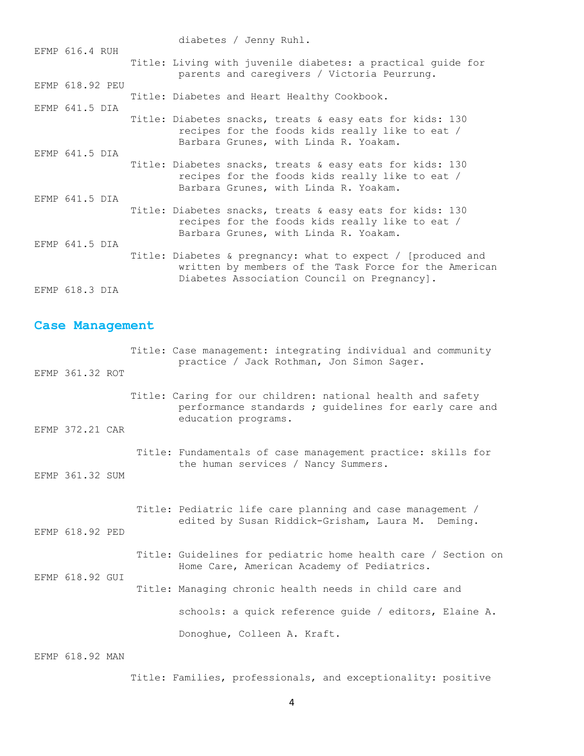diabetes / Jenny Ruhl.

EFMP 616.4 RUH

Title: Living with juvenile diabetes: a practical guide for parents and caregivers / Victoria Peurrung.

EFMP 618.92 PEU

Title: Diabetes and Heart Healthy Cookbook.

EFMP 641.5 DIA

Title: Diabetes snacks, treats & easy eats for kids: 130 recipes for the foods kids really like to eat / Barbara Grunes, with Linda R. Yoakam.

EFMP 641.5 DIA

Title: Diabetes snacks, treats & easy eats for kids: 130 recipes for the foods kids really like to eat / Barbara Grunes, with Linda R. Yoakam.

EFMP 641.5 DIA

Title: Diabetes snacks, treats & easy eats for kids: 130 recipes for the foods kids really like to eat / Barbara Grunes, with Linda R. Yoakam.

EFMP 641.5 DIA

Title: Diabetes & pregnancy: what to expect / [produced and written by members of the Task Force for the American Diabetes Association Council on Pregnancy].

EFMP 618.3 DIA

## Case Management

Title: Case management: integrating individual and community practice / Jack Rothman, Jon Simon Sager.

EFMP 361.32 ROT

Title: Caring for our children: national health and safety performance standards ; guidelines for early care and education programs.

EFMP 372.21 CAR

Title: Fundamentals of case management practice: skills for the human services / Nancy Summers.

EFMP 361.32 SUM

Title: Pediatric life care planning and case management / edited by Susan Riddick-Grisham, Laura M. Deming.

EFMP 618.92 PED

Title: Guidelines for pediatric home health care / Section on Home Care, American Academy of Pediatrics.

EFMP 618.92 GUI

Title: Managing chronic health needs in child care and schools: a quick reference guide / editors, Elaine A. Donoghue, Colleen A. Kraft.

EFMP 618.92 MAN

Title: Families, professionals, and exceptionality: positive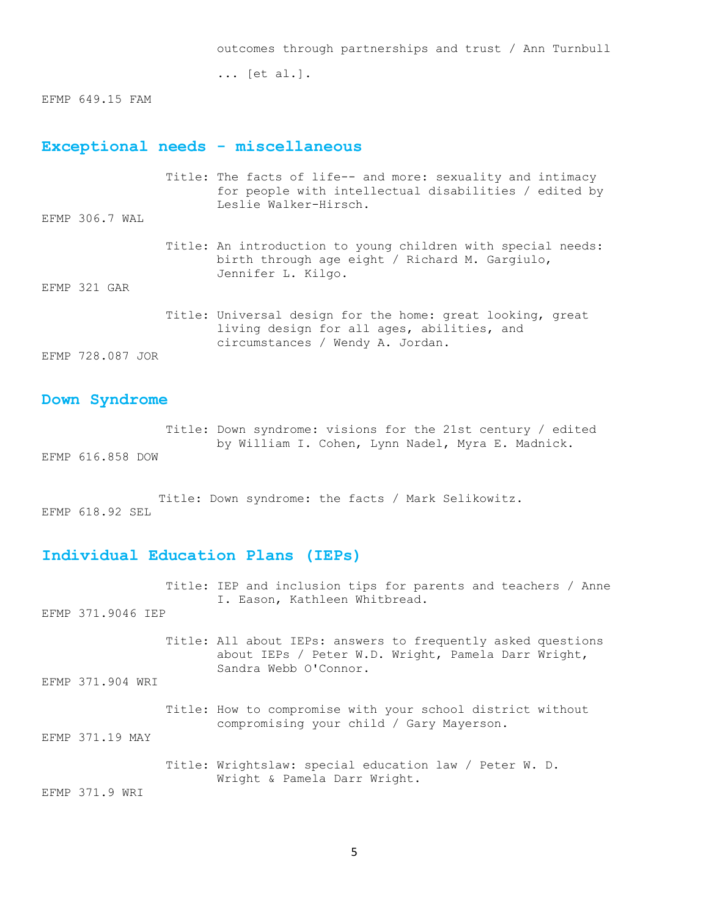outcomes through partnerships and trust / Ann Turnbull ... [et al.].

EFMP 649.15 FAM

## Exceptional needs - miscellaneous

Title: The facts of life-- and more: sexuality and intimacy for people with intellectual disabilities / edited by Leslie Walker-Hirsch.

EFMP 306.7 WAL

Title: An introduction to young children with special needs: birth through age eight / Richard M. Gargiulo, Jennifer L. Kilgo.

EFMP 321 GAR

Title: Universal design for the home: great looking, great living design for all ages, abilities, and circumstances / Wendy A. Jordan.

EFMP 728.087 JOR

## Down Syndrome

Title: Down syndrome: visions for the 21st century / edited by William I. Cohen, Lynn Nadel, Myra E. Madnick.

EFMP 616.858 DOW

Title: Down syndrome: the facts / Mark Selikowitz.

EFMP 618.92 SEL

## Individual Education Plans (IEPs)

Title: IEP and inclusion tips for parents and teachers / Anne I. Eason, Kathleen Whitbread.

EFMP 371.9046 IEP

Title: All about IEPs: answers to frequently asked questions about IEPs / Peter W.D. Wright, Pamela Darr Wright, Sandra Webb O'Connor.

EFMP 371.904 WRI

Title: How to compromise with your school district without compromising your child / Gary Mayerson.

EFMP 371.19 MAY

Title: Wrightslaw: special education law / Peter W. D. Wright & Pamela Darr Wright.

EFMP 371.9 WRI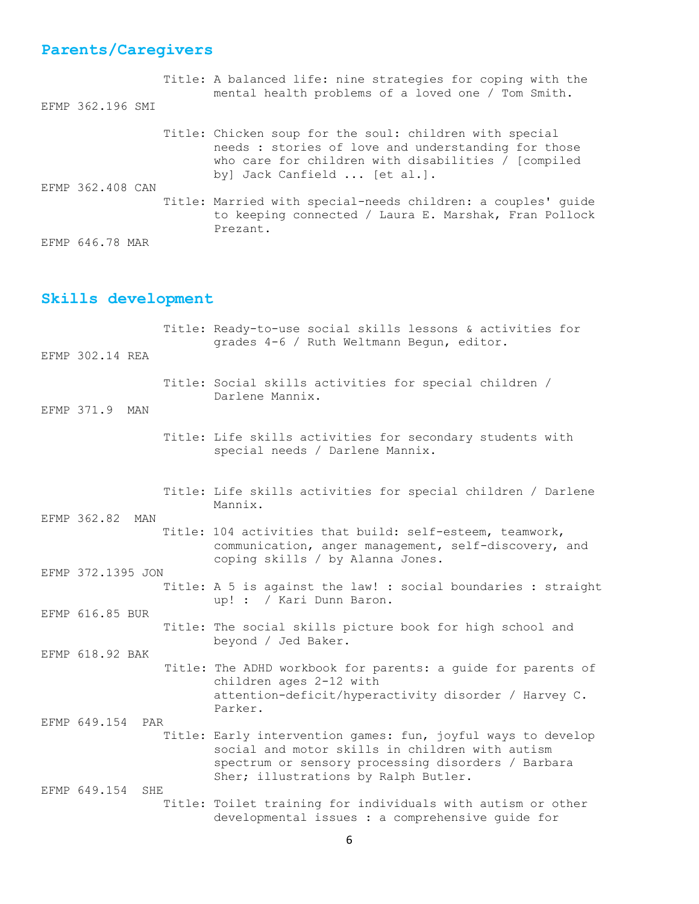## Parents/Caregivers

Title: A balanced life: nine strategies for coping with the mental health problems of a loved one / Tom Smith.

EFMP 362.196 SMI

Title: Chicken soup for the soul: children with special needs : stories of love and understanding for those who care for children with disabilities / [compiled by] Jack Canfield ... [et al.].

EFMP 362.408 CAN

Title: Married with special-needs children: a couples' guide to keeping connected / Laura E. Marshak, Fran Pollock Prezant.

EFMP 646.78 MAR

## Skills development

Title: Ready-to-use social skills lessons & activities for grades 4-6 / Ruth Weltmann Begun, editor.

EFMP 302.14 REA

Title: Social skills activities for special children / Darlene Mannix.

EFMP 371.9 MAN

Title: Life skills activities for secondary students with special needs / Darlene Mannix.

Title: Life skills activities for special children / Darlene Mannix.

EFMP 362.82 MAN

Title: 104 activities that build: self-esteem, teamwork, communication, anger management, self-discovery, and coping skills / by Alanna Jones.

EFMP 372.1395 JON

Title: A 5 is against the law! : social boundaries : straight up! : / Kari Dunn Baron.

EFMP 616.85 BUR

Title: The social skills picture book for high school and beyond / Jed Baker.

EFMP 618.92 BAK

Title: The ADHD workbook for parents: a guide for parents of children ages 2-12 with attention-deficit/hyperactivity disorder / Harvey C. Parker.

EFMP 649.154 PAR

Title: Early intervention games: fun, joyful ways to develop social and motor skills in children with autism spectrum or sensory processing disorders / Barbara Sher; illustrations by Ralph Butler.

EFMP 649.154 SHE

Title: Toilet training for individuals with autism or other developmental issues : a comprehensive guide for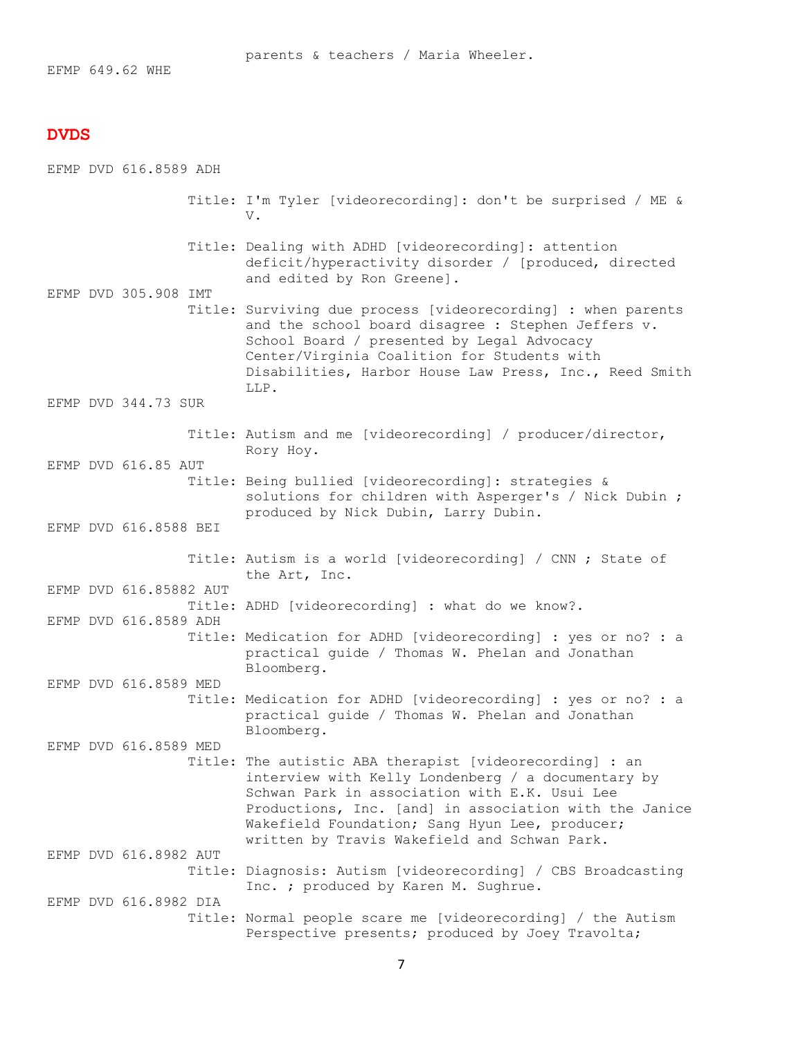parents & teachers / Maria Wheeler.

EFMP 649.62 WHE

## DVDS

EFMP DVD 616.8589 ADH

Title: I'm Tyler [videorecording]: don't be surprised / ME & V.

Title: Dealing with ADHD [videorecording]: attention deficit/hyperactivity disorder / [produced, directed and edited by Ron Greene].

EFMP DVD 305.908 IMT

Title: Surviving due process [videorecording] : when parents and the school board disagree : Stephen Jeffers v. School Board / presented by Legal Advocacy Center/Virginia Coalition for Students with Disabilities, Harbor House Law Press, Inc., Reed Smith LLP.

EFMP DVD 344.73 SUR

Title: Autism and me [videorecording] / producer/director, Rory Hoy.

EFMP DVD 616.85 AUT

Title: Being bullied [videorecording]: strategies & solutions for children with Asperger's / Nick Dubin ; produced by Nick Dubin, Larry Dubin.

EFMP DVD 616.8588 BEI

Title: Autism is a world [videorecording] / CNN ; State of the Art, Inc.

EFMP DVD 616.85882 AUT

Title: ADHD [videorecording] : what do we know?.

EFMP DVD 616.8589 ADH

Title: Medication for ADHD [videorecording] : yes or no? : a practical guide / Thomas W. Phelan and Jonathan Bloomberg.

EFMP DVD 616.8589 MED

Title: Medication for ADHD [videorecording] : yes or no? : a practical guide / Thomas W. Phelan and Jonathan Bloomberg.

EFMP DVD 616.8589 MED

Title: The autistic ABA therapist [videorecording] : an interview with Kelly Londenberg / a documentary by Schwan Park in association with E.K. Usui Lee Productions, Inc. [and] in association with the Janice Wakefield Foundation; Sang Hyun Lee, producer; written by Travis Wakefield and Schwan Park.

EFMP DVD 616.8982 AUT

Title: Diagnosis: Autism [videorecording] / CBS Broadcasting Inc. ; produced by Karen M. Sughrue.

EFMP DVD 616.8982 DIA

Title: Normal people scare me [videorecording] / the Autism Perspective presents; produced by Joey Travolta;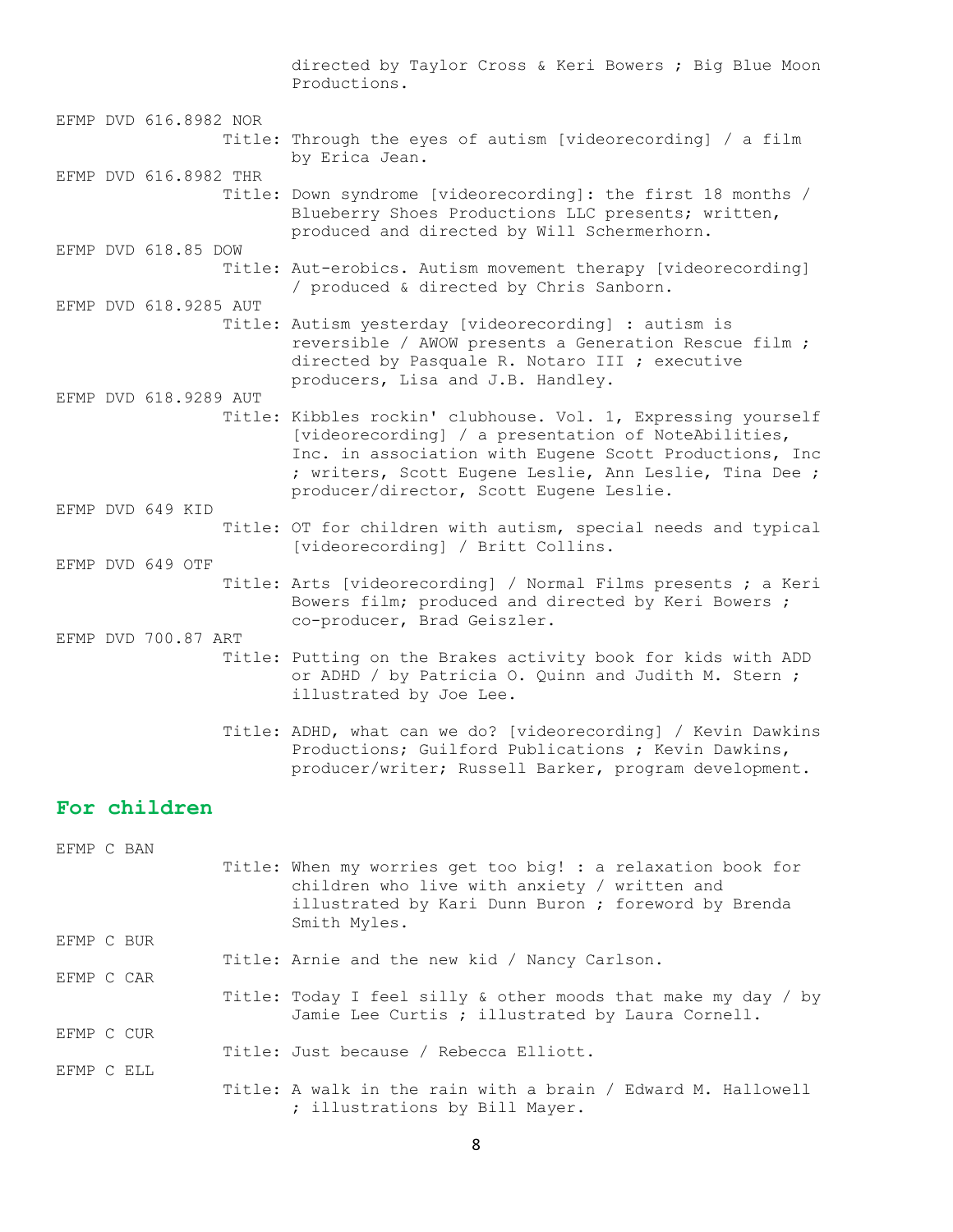directed by Taylor Cross & Keri Bowers ; Big Blue Moon Productions.

EFMP DVD 616.8982 NOR

Title: Through the eyes of autism [videorecording] / a film by Erica Jean.

EFMP DVD 616.8982 THR

Title: Down syndrome [videorecording]: the first 18 months / Blueberry Shoes Productions LLC presents; written, produced and directed by Will Schermerhorn.

EFMP DVD 618.85 DOW

Title: Aut-erobics. Autism movement therapy [videorecording] / produced & directed by Chris Sanborn.

EFMP DVD 618.9285 AUT

Title: Autism yesterday [videorecording] : autism is reversible / AWOW presents a Generation Rescue film ; directed by Pasquale R. Notaro III ; executive producers, Lisa and J.B. Handley.

EFMP DVD 618.9289 AUT

Title: Kibbles rockin' clubhouse. Vol. 1, Expressing yourself [videorecording] / a presentation of NoteAbilities, Inc. in association with Eugene Scott Productions, Inc ; writers, Scott Eugene Leslie, Ann Leslie, Tina Dee ; producer/director, Scott Eugene Leslie.

EFMP DVD 649 KID

Title: OT for children with autism, special needs and typical [videorecording] / Britt Collins.

EFMP DVD 649 OTF

Title: Arts [videorecording] / Normal Films presents ; a Keri Bowers film; produced and directed by Keri Bowers ; co-producer, Brad Geiszler.

EFMP DVD 700.87 ART

Title: Putting on the Brakes activity book for kids with ADD or ADHD / by Patricia O. Quinn and Judith M. Stern ; illustrated by Joe Lee.

Title: ADHD, what can we do? [videorecording] / Kevin Dawkins Productions; Guilford Publications ; Kevin Dawkins, producer/writer; Russell Barker, program development.

## For children

EFMP C BAN

Title: When my worries get too big! : a relaxation book for children who live with anxiety / written and illustrated by Kari Dunn Buron ; foreword by Brenda Smith Myles.

EFMP C BUR

Title: Arnie and the new kid / Nancy Carlson.

EFMP C CAR

Title: Today I feel silly & other moods that make my day / by Jamie Lee Curtis ; illustrated by Laura Cornell.

EFMP C CUR

Title: Just because / Rebecca Elliott.

EFMP C ELL

Title: A walk in the rain with a brain / Edward M. Hallowell ; illustrations by Bill Mayer.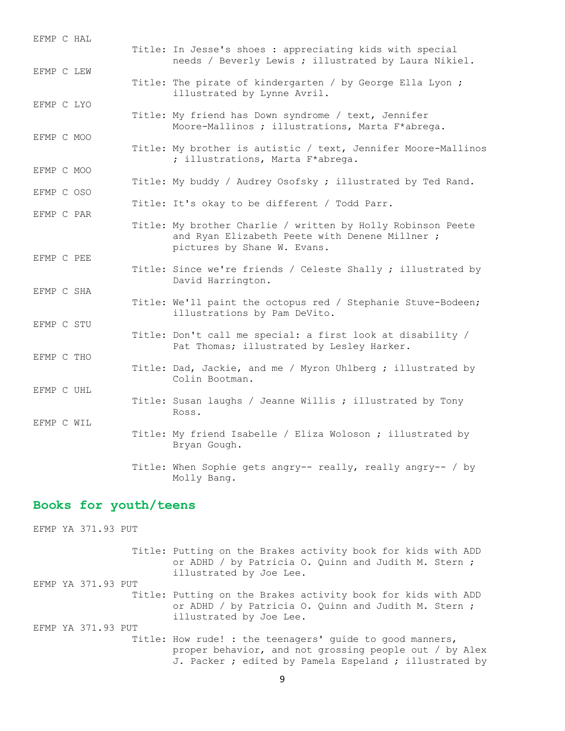EFMP C HAL

Title: In Jesse's shoes : appreciating kids with special needs / Beverly Lewis ; illustrated by Laura Nikiel.

EFMP C LEW

Title: The pirate of kindergarten / by George Ella Lyon ; illustrated by Lynne Avril.

EFMP C LYO

Title: My friend has Down syndrome / text, Jennifer Moore-Mallinos ; illustrations, Marta F*abrega.

EFMP C MOO

Title: My brother is autistic / text, Jennifer Moore-Mallinos ; illustrations, Marta F*abrega.

EFMP C MOO

Title: My buddy / Audrey Osofsky ; illustrated by Ted Rand.

EFMP C OSO

Title: It's okay to be different / Todd Parr.

EFMP C PAR

Title: My brother Charlie / written by Holly Robinson Peete and Ryan Elizabeth Peete with Denene Millner ; pictures by Shane W. Evans.

EFMP C PEE

Title: Since we're friends / Celeste Shally ; illustrated by David Harrington.

EFMP C SHA

Title: We'll paint the octopus red / Stephanie Stuve-Bodeen; illustrations by Pam DeVito.

EFMP C STU

Title: Don't call me special: a first look at disability / Pat Thomas; illustrated by Lesley Harker.

EFMP C THO

Title: Dad, Jackie, and me / Myron Uhlberg ; illustrated by Colin Bootman.

EFMP C UHL

Title: Susan laughs / Jeanne Willis ; illustrated by Tony Ross.

EFMP C WIL

Title: My friend Isabelle / Eliza Woloson ; illustrated by Bryan Gough.

Title: When Sophie gets angry-- really, really angry-- / by Molly Bang.

## Books for youth/teens

EFMP YA 371.93 PUT

Title: Putting on the Brakes activity book for kids with ADD or ADHD / by Patricia O. Quinn and Judith M. Stern ; illustrated by Joe Lee.

EFMP YA 371.93 PUT

Title: Putting on the Brakes activity book for kids with ADD or ADHD / by Patricia O. Quinn and Judith M. Stern ; illustrated by Joe Lee.

EFMP YA 371.93 PUT

Title: How rude! : the teenagers' guide to good manners, proper behavior, and not grossing people out / by Alex J. Packer ; edited by Pamela Espeland ; illustrated by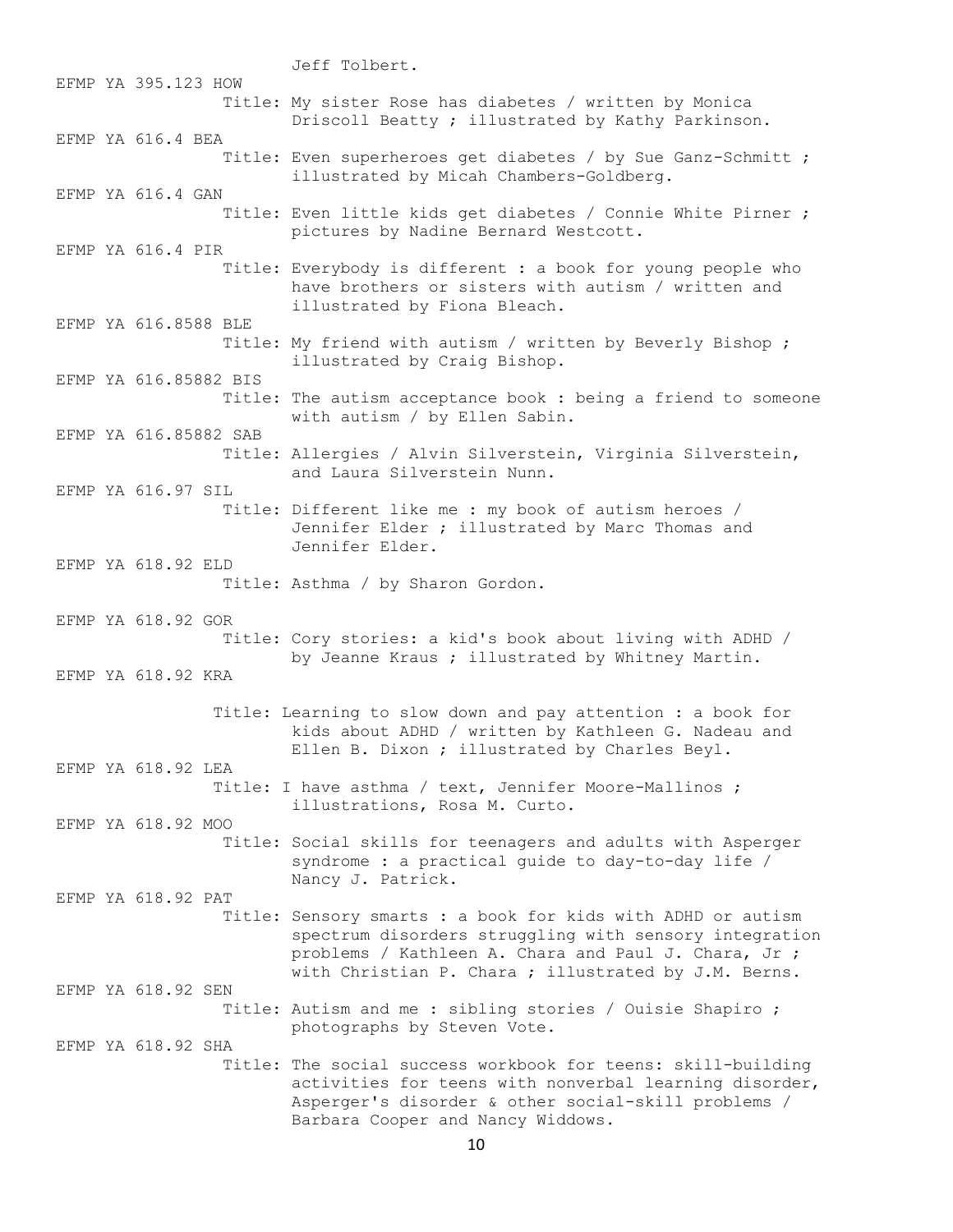Jeff Tolbert.

EFMP YA 395.123 HOW

Title: My sister Rose has diabetes / written by Monica Driscoll Beatty ; illustrated by Kathy Parkinson.

EFMP YA 616.4 BEA

Title: Even superheroes get diabetes / by Sue Ganz-Schmitt ; illustrated by Micah Chambers-Goldberg.

EFMP YA 616.4 GAN

Title: Even little kids get diabetes / Connie White Pirner ; pictures by Nadine Bernard Westcott.

EFMP YA 616.4 PIR

Title: Everybody is different : a book for young people who have brothers or sisters with autism / written and illustrated by Fiona Bleach.

EFMP YA 616.8588 BLE

Title: My friend with autism / written by Beverly Bishop ; illustrated by Craig Bishop.

EFMP YA 616.85882 BIS

Title: The autism acceptance book : being a friend to someone with autism / by Ellen Sabin.

EFMP YA 616.85882 SAB

Title: Allergies / Alvin Silverstein, Virginia Silverstein, and Laura Silverstein Nunn.

EFMP YA 616.97 SIL

Title: Different like me : my book of autism heroes / Jennifer Elder ; illustrated by Marc Thomas and Jennifer Elder.

EFMP YA 618.92 ELD

Title: Asthma / by Sharon Gordon.

EFMP YA 618.92 GOR

Title: Cory stories: a kid's book about living with ADHD / by Jeanne Kraus ; illustrated by Whitney Martin.

EFMP YA 618.92 KRA

Title: Learning to slow down and pay attention : a book for kids about ADHD / written by Kathleen G. Nadeau and Ellen B. Dixon ; illustrated by Charles Beyl.

EFMP YA 618.92 LEA

Title: I have asthma / text, Jennifer Moore-Mallinos ; illustrations, Rosa M. Curto.

EFMP YA 618.92 MOO

Title: Social skills for teenagers and adults with Asperger syndrome : a practical guide to day-to-day life / Nancy J. Patrick.

EFMP YA 618.92 PAT

Title: Sensory smarts : a book for kids with ADHD or autism spectrum disorders struggling with sensory integration problems / Kathleen A. Chara and Paul J. Chara, Jr ; with Christian P. Chara ; illustrated by J.M. Berns.

EFMP YA 618.92 SEN

Title: Autism and me : sibling stories / Ouisie Shapiro ; photographs by Steven Vote.

EFMP YA 618.92 SHA

Title: The social success workbook for teens: skill-building activities for teens with nonverbal learning disorder, Asperger's disorder & other social-skill problems / Barbara Cooper and Nancy Widdows.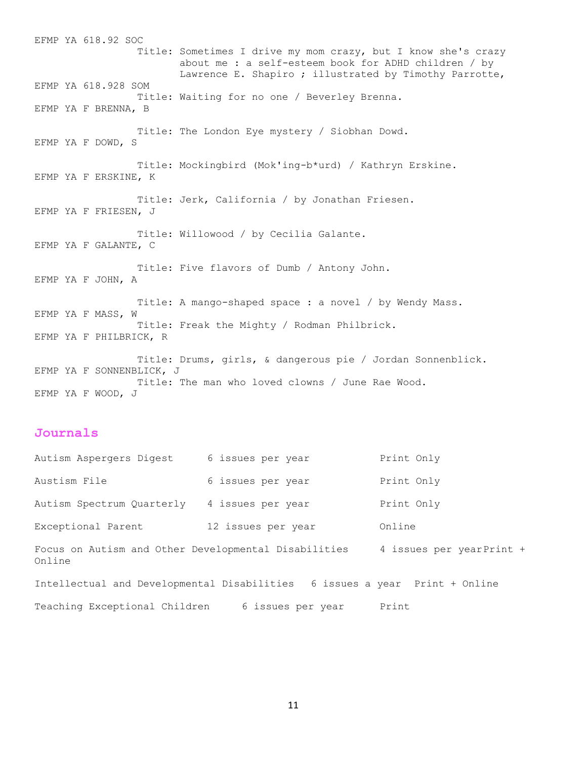EFMP YA 618.92 SOC

Title: Sometimes I drive my mom crazy, but I know she's crazy about me : a self-esteem book for ADHD children / by Lawrence E. Shapiro ; illustrated by Timothy Parrotte,

EFMP YA 618.928 SOM

Title: Waiting for no one / Beverley Brenna.

EFMP YA F BRENNA, B

Title: The London Eye mystery / Siobhan Dowd.

EFMP YA F DOWD, S

Title: Mockingbird (Mok'ing-b*urd) / Kathryn Erskine.

EFMP YA F ERSKINE, K

Title: Jerk, California / by Jonathan Friesen.

EFMP YA F FRIESEN, J

Title: Willowood / by Cecilia Galante.

EFMP YA F GALANTE, C

Title: Five flavors of Dumb / Antony John.

EFMP YA F JOHN, A

Title: A mango-shaped space : a novel / by Wendy Mass.

EFMP YA F MASS, W

Title: Freak the Mighty / Rodman Philbrick.

EFMP YA F PHILBRICK, R

Title: Drums, girls, & dangerous pie / Jordan Sonnenblick.

EFMP YA F SONNENBLICK, J

Title: The man who loved clowns / June Rae Wood.

EFMP YA F WOOD, J

## Journals

| | | |
|---|---|---|
| Autism Aspergers Digest | 6 issues per year | Print Only |
| Austism File | 6 issues per year | Print Only |
| Autism Spectrum Quarterly | 4 issues per year | Print Only |
| Exceptional Parent | 12 issues per year | Online |
| Focus on Autism and Other Developmental Disabilities | 4 issues per year | Print + Online |
| Intellectual and Developmental Disabilities | 6 issues a year | Print + Online |
| Teaching Exceptional Children | 6 issues per year | Print |